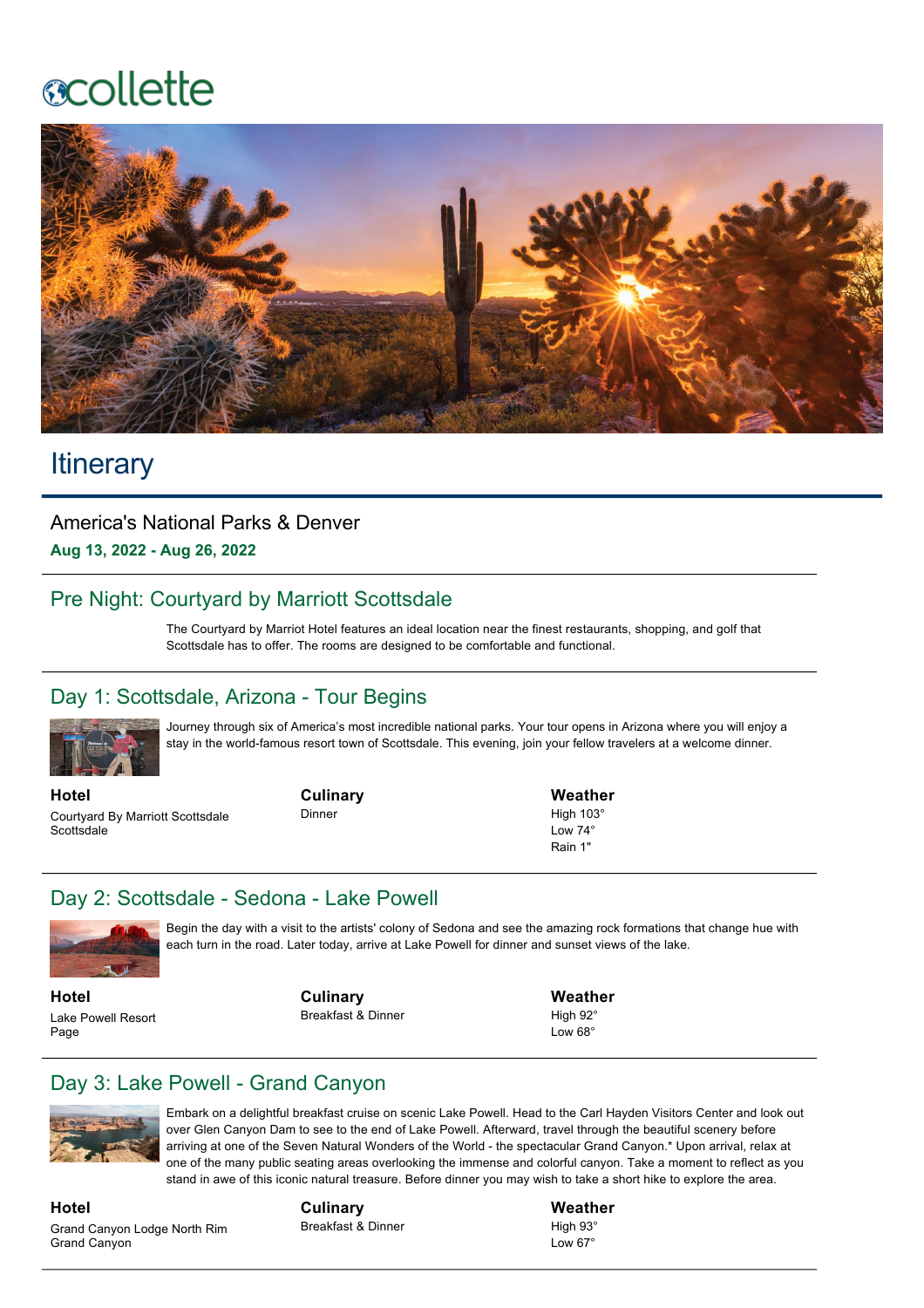collette

# Itinerary

## America's National Parks & Denver

**Aug 13, 2022 - Aug 26, 2022**

## Pre Night: Courtyard by Marriott Scottsdale

The Courtyard by Marriot Hotel features an ideal location near the finest restaurants, shopping, and golf that Scottsdale has to offer. The rooms are designed to be comfortable and functional.

## Day 1: Scottsdale, Arizona - Tour Begins

Journey through six of America's most incredible national parks. Your tour opens in Arizona where you will enjoy a stay in the world-famous resort town of Scottsdale. This evening, join your fellow travelers at a welcome dinner.

**Hotel**
Courtyard By Marriott Scottsdale
Scottsdale

**Culinary**
Dinner

**Weather**
High 103°
Low 74°
Rain 1"

## Day 2: Scottsdale - Sedona - Lake Powell

Begin the day with a visit to the artists' colony of Sedona and see the amazing rock formations that change hue with each turn in the road. Later today, arrive at Lake Powell for dinner and sunset views of the lake.

**Hotel**
Lake Powell Resort
Page

**Culinary**
Breakfast & Dinner

**Weather**
High 92°
Low 68°

## Day 3: Lake Powell - Grand Canyon

Embark on a delightful breakfast cruise on scenic Lake Powell. Head to the Carl Hayden Visitors Center and look out over Glen Canyon Dam to see to the end of Lake Powell. Afterward, travel through the beautiful scenery before arriving at one of the Seven Natural Wonders of the World - the spectacular Grand Canyon.* Upon arrival, relax at one of the many public seating areas overlooking the immense and colorful canyon. Take a moment to reflect as you stand in awe of this iconic natural treasure. Before dinner you may wish to take a short hike to explore the area.

**Hotel**
Grand Canyon Lodge North Rim
Grand Canyon

**Culinary**
Breakfast & Dinner

**Weather**
High 93°
Low 67°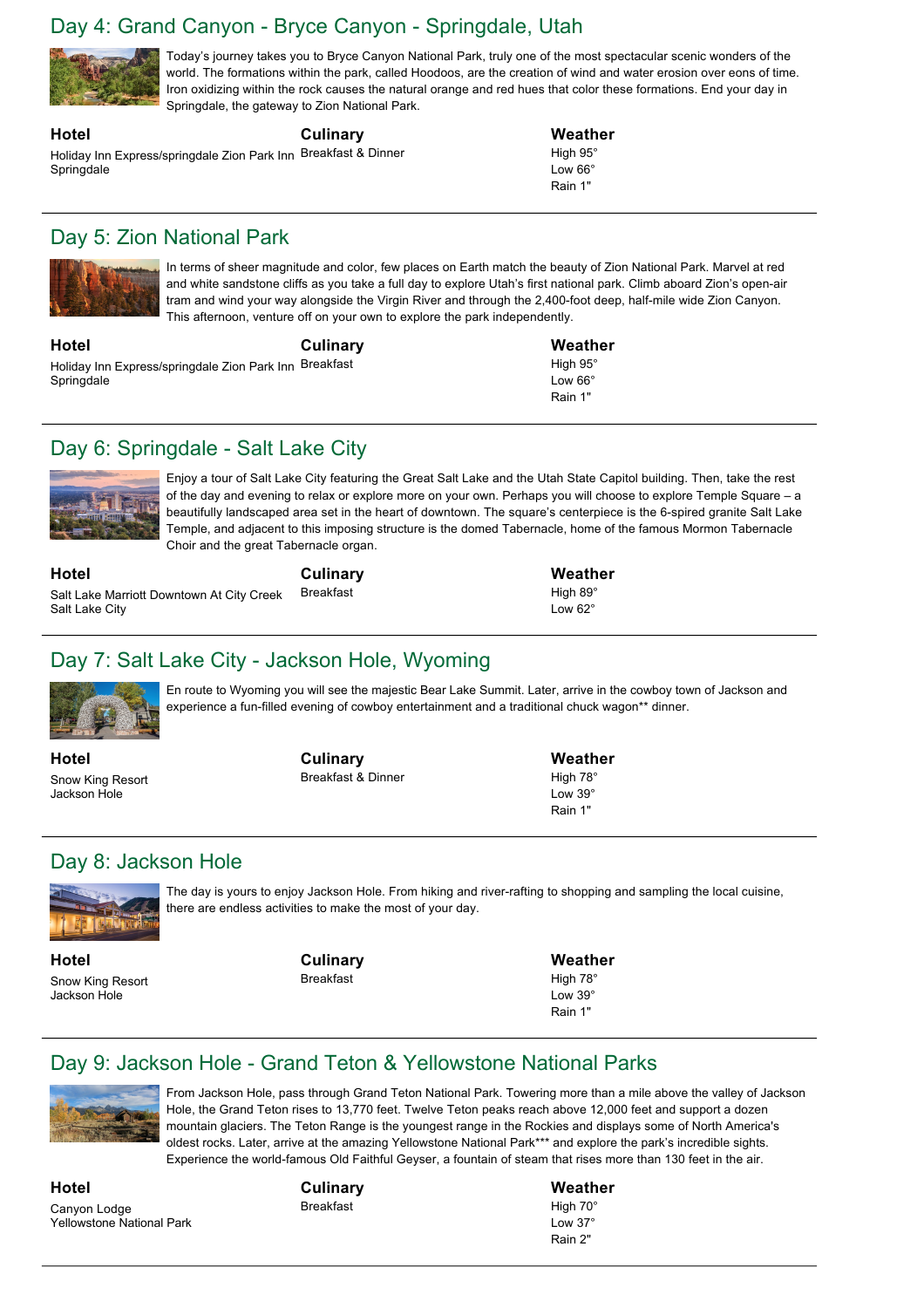## Day 4: Grand Canyon - Bryce Canyon - Springdale, Utah

Today's journey takes you to Bryce Canyon National Park, truly one of the most spectacular scenic wonders of the world. The formations within the park, called Hoodoos, are the creation of wind and water erosion over eons of time. Iron oxidizing within the rock causes the natural orange and red hues that color these formations. End your day in Springdale, the gateway to Zion National Park.

| Hotel | Culinary | Weather |
|---|---|---|
| Holiday Inn Express/springdale Zion Park Inn<br>Springdale | Breakfast & Dinner | High 95°<br>Low 66°<br>Rain 1" |

## Day 5: Zion National Park

In terms of sheer magnitude and color, few places on Earth match the beauty of Zion National Park. Marvel at red and white sandstone cliffs as you take a full day to explore Utah's first national park. Climb aboard Zion's open-air tram and wind your way alongside the Virgin River and through the 2,400-foot deep, half-mile wide Zion Canyon. This afternoon, venture off on your own to explore the park independently.

| Hotel | Culinary | Weather |
|---|---|---|
| Holiday Inn Express/springdale Zion Park Inn<br>Springdale | Breakfast | High 95°<br>Low 66°<br>Rain 1" |

## Day 6: Springdale - Salt Lake City

Enjoy a tour of Salt Lake City featuring the Great Salt Lake and the Utah State Capitol building. Then, take the rest of the day and evening to relax or explore more on your own. Perhaps you will choose to explore Temple Square – a beautifully landscaped area set in the heart of downtown. The square's centerpiece is the 6-spired granite Salt Lake Temple, and adjacent to this imposing structure is the domed Tabernacle, home of the famous Mormon Tabernacle Choir and the great Tabernacle organ.

| Hotel | Culinary | Weather |
|---|---|---|
| Salt Lake Marriott Downtown At City Creek<br>Salt Lake City | Breakfast | High 89°<br>Low 62° |

## Day 7: Salt Lake City - Jackson Hole, Wyoming

En route to Wyoming you will see the majestic Bear Lake Summit. Later, arrive in the cowboy town of Jackson and experience a fun-filled evening of cowboy entertainment and a traditional chuck wagon** dinner.

| Hotel | Culinary | Weather |
|---|---|---|
| Snow King Resort<br>Jackson Hole | Breakfast & Dinner | High 78°<br>Low 39°<br>Rain 1" |

## Day 8: Jackson Hole

The day is yours to enjoy Jackson Hole. From hiking and river-rafting to shopping and sampling the local cuisine, there are endless activities to make the most of your day.

| Hotel | Culinary | Weather |
|---|---|---|
| Snow King Resort<br>Jackson Hole | Breakfast | High 78°<br>Low 39°<br>Rain 1" |

## Day 9: Jackson Hole - Grand Teton & Yellowstone National Parks

From Jackson Hole, pass through Grand Teton National Park. Towering more than a mile above the valley of Jackson Hole, the Grand Teton rises to 13,770 feet. Twelve Teton peaks reach above 12,000 feet and support a dozen mountain glaciers. The Teton Range is the youngest range in the Rockies and displays some of North America's oldest rocks. Later, arrive at the amazing Yellowstone National Park*** and explore the park's incredible sights. Experience the world-famous Old Faithful Geyser, a fountain of steam that rises more than 130 feet in the air.

| Hotel | Culinary | Weather |
|---|---|---|
| Canyon Lodge<br>Yellowstone National Park | Breakfast | High 70°<br>Low 37°<br>Rain 2" |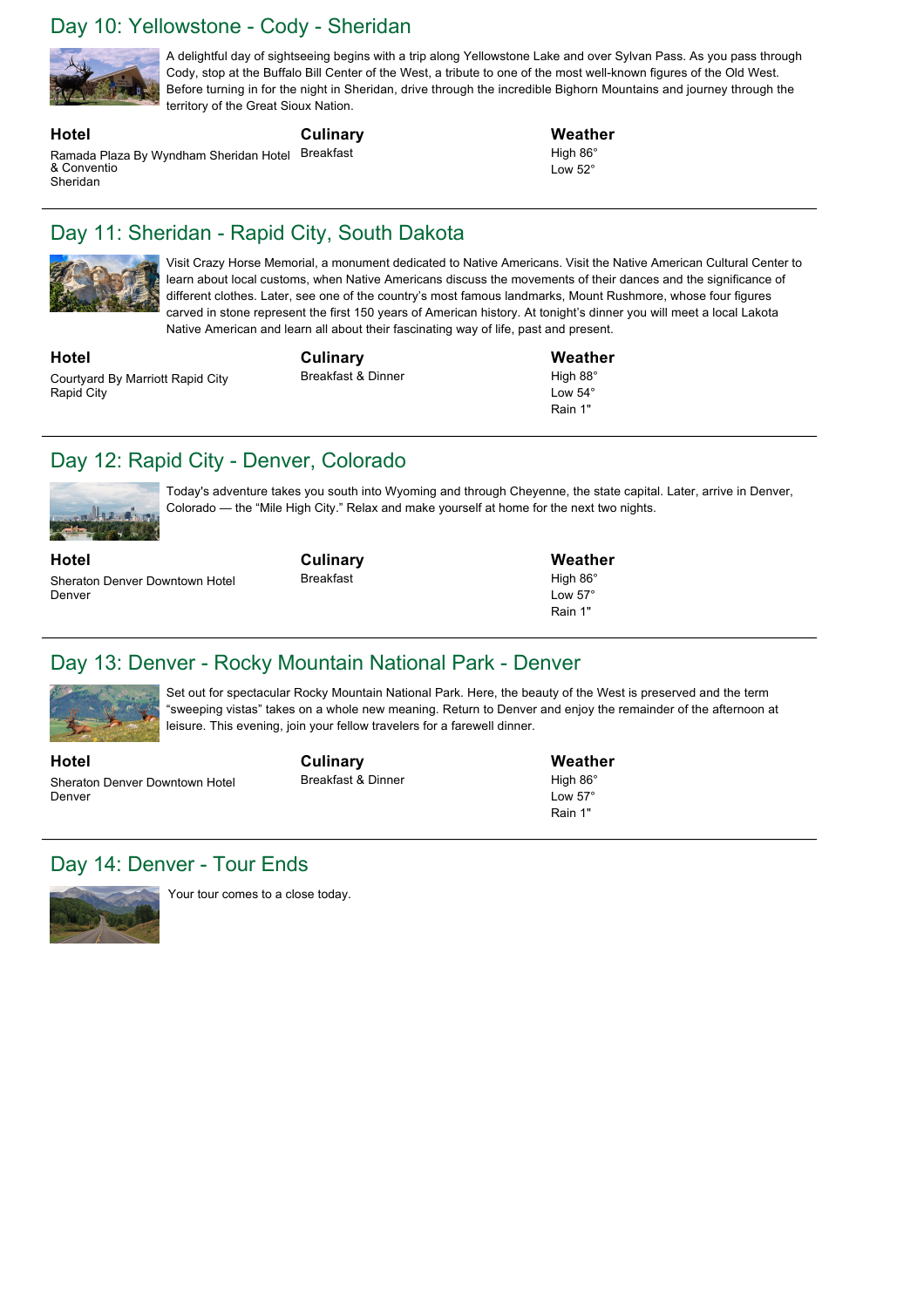## Day 10: Yellowstone - Cody - Sheridan

A delightful day of sightseeing begins with a trip along Yellowstone Lake and over Sylvan Pass. As you pass through Cody, stop at the Buffalo Bill Center of the West, a tribute to one of the most well-known figures of the Old West. Before turning in for the night in Sheridan, drive through the incredible Bighorn Mountains and journey through the territory of the Great Sioux Nation.

| Hotel | Culinary | Weather |
| --- | --- | --- |
| Ramada Plaza By Wyndham Sheridan Hotel & Conventio<br>Sheridan | Breakfast | High 86°<br>Low 52° |

## Day 11: Sheridan - Rapid City, South Dakota

Visit Crazy Horse Memorial, a monument dedicated to Native Americans. Visit the Native American Cultural Center to learn about local customs, when Native Americans discuss the movements of their dances and the significance of different clothes. Later, see one of the country's most famous landmarks, Mount Rushmore, whose four figures carved in stone represent the first 150 years of American history. At tonight's dinner you will meet a local Lakota Native American and learn all about their fascinating way of life, past and present.

| Hotel | Culinary | Weather |
| --- | --- | --- |
| Courtyard By Marriott Rapid City<br>Rapid City | Breakfast & Dinner | High 88°<br>Low 54°<br>Rain 1" |

## Day 12: Rapid City - Denver, Colorado

Today's adventure takes you south into Wyoming and through Cheyenne, the state capital. Later, arrive in Denver, Colorado — the "Mile High City." Relax and make yourself at home for the next two nights.

| Hotel | Culinary | Weather |
| --- | --- | --- |
| Sheraton Denver Downtown Hotel<br>Denver | Breakfast | High 86°<br>Low 57°<br>Rain 1" |

## Day 13: Denver - Rocky Mountain National Park - Denver

Set out for spectacular Rocky Mountain National Park. Here, the beauty of the West is preserved and the term "sweeping vistas" takes on a whole new meaning. Return to Denver and enjoy the remainder of the afternoon at leisure. This evening, join your fellow travelers for a farewell dinner.

| Hotel | Culinary | Weather |
| --- | --- | --- |
| Sheraton Denver Downtown Hotel<br>Denver | Breakfast & Dinner | High 86°<br>Low 57°<br>Rain 1" |

## Day 14: Denver - Tour Ends

Your tour comes to a close today.